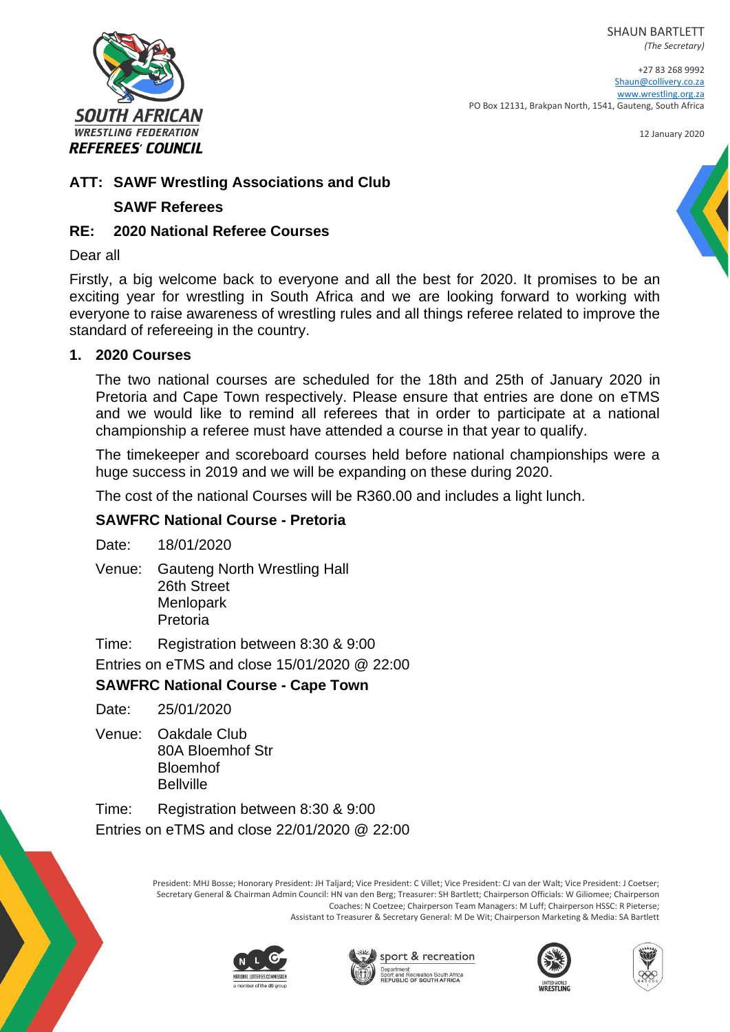SOUTH AFRICAN WRESTLING FEDERATION REFEREES' COUNCIL

SHAUN BARTLETT
*(The Secretary)*

+27 83 268 9992
Shaun@collivery.co.za
www.wrestling.org.za
PO Box 12131, Brakpan North, 1541, Gauteng, South Africa

12 January 2020

**ATT: SAWF Wrestling Associations and Club**
**SAWF Referees**

**RE: 2020 National Referee Courses**

Dear all

Firstly, a big welcome back to everyone and all the best for 2020. It promises to be an exciting year for wrestling in South Africa and we are looking forward to working with everyone to raise awareness of wrestling rules and all things referee related to improve the standard of refereeing in the country.

## 1. 2020 Courses

The two national courses are scheduled for the 18th and 25th of January 2020 in Pretoria and Cape Town respectively. Please ensure that entries are done on eTMS and we would like to remind all referees that in order to participate at a national championship a referee must have attended a course in that year to qualify.

The timekeeper and scoreboard courses held before national championships were a huge success in 2019 and we will be expanding on these during 2020.

The cost of the national Courses will be R360.00 and includes a light lunch.

### SAWFRC National Course - Pretoria

Date: 18/01/2020

Venue: Gauteng North Wrestling Hall
26th Street
Menlopark
Pretoria

Time: Registration between 8:30 & 9:00

Entries on eTMS and close 15/01/2020 @ 22:00

### SAWFRC National Course - Cape Town

Date: 25/01/2020

Venue: Oakdale Club
80A Bloemhof Str
Bloemhof
Bellville

Time: Registration between 8:30 & 9:00

Entries on eTMS and close 22/01/2020 @ 22:00

President: MHJ Bosse; Honorary President: JH Taljard; Vice President: C Villet; Vice President: CJ van der Walt; Vice President: J Coetser; Secretary General & Chairman Admin Council: HN van den Berg; Treasurer: SH Bartlett; Chairperson Officials: W Giliomee; Chairperson Coaches: N Coetzee; Chairperson Team Managers: M Luff; Chairperson HSSC: R Pieterse; Assistant to Treasurer & Secretary General: M De Wit; Chairperson Marketing & Media: SA Bartlett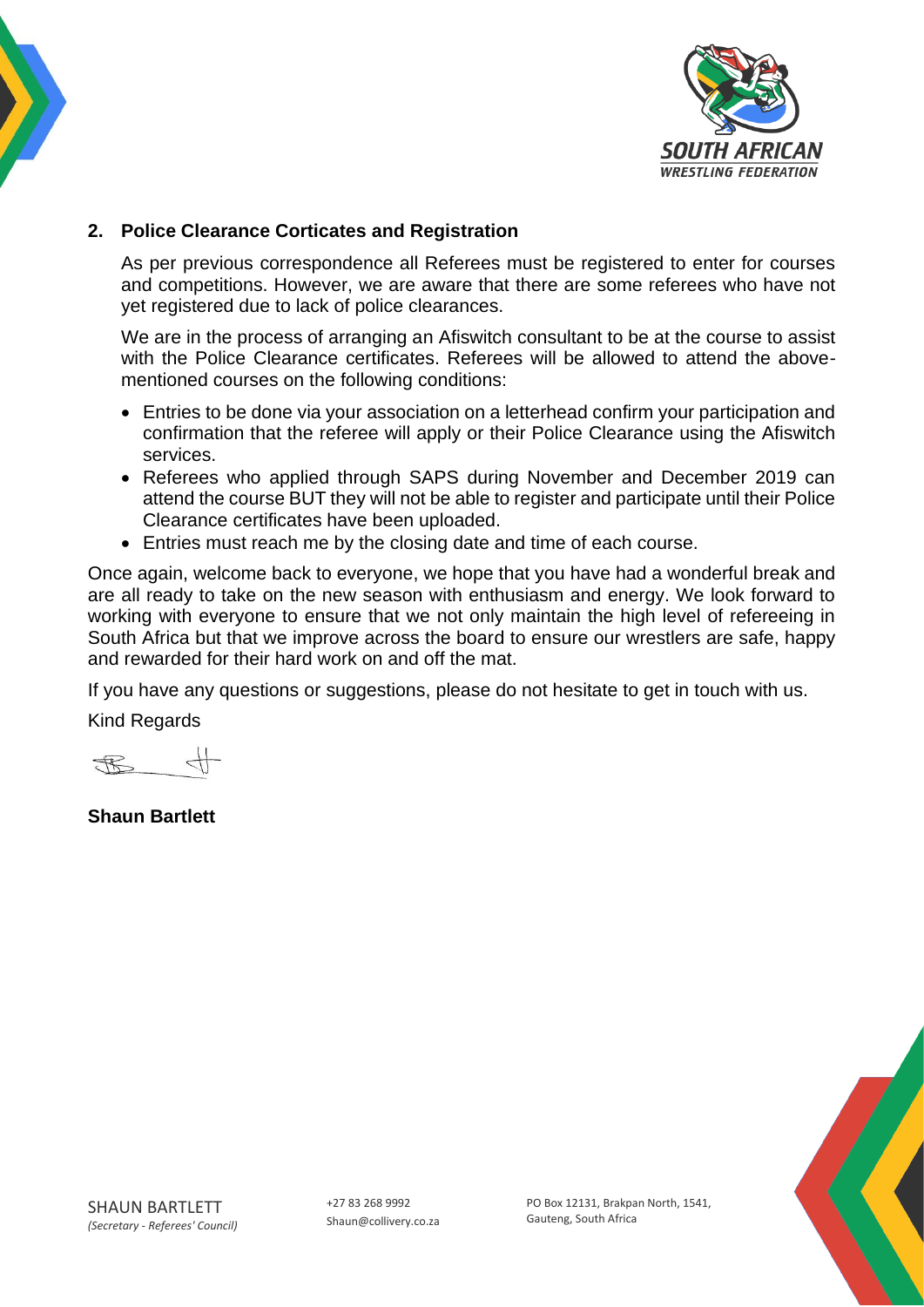## 2. Police Clearance Corticates and Registration

As per previous correspondence all Referees must be registered to enter for courses and competitions. However, we are aware that there are some referees who have not yet registered due to lack of police clearances.

We are in the process of arranging an Afiswitch consultant to be at the course to assist with the Police Clearance certificates. Referees will be allowed to attend the above-mentioned courses on the following conditions:

- Entries to be done via your association on a letterhead confirm your participation and confirmation that the referee will apply or their Police Clearance using the Afiswitch services.
- Referees who applied through SAPS during November and December 2019 can attend the course BUT they will not be able to register and participate until their Police Clearance certificates have been uploaded.
- Entries must reach me by the closing date and time of each course.

Once again, welcome back to everyone, we hope that you have had a wonderful break and are all ready to take on the new season with enthusiasm and energy. We look forward to working with everyone to ensure that we not only maintain the high level of refereeing in South Africa but that we improve across the board to ensure our wrestlers are safe, happy and rewarded for their hard work on and off the mat.

If you have any questions or suggestions, please do not hesitate to get in touch with us.

Kind Regards

**Shaun Bartlett**

SHAUN BARTLETT
*(Secretary - Referees' Council)*

+27 83 268 9992
Shaun@collivery.co.za

PO Box 12131, Brakpan North, 1541,
Gauteng, South Africa